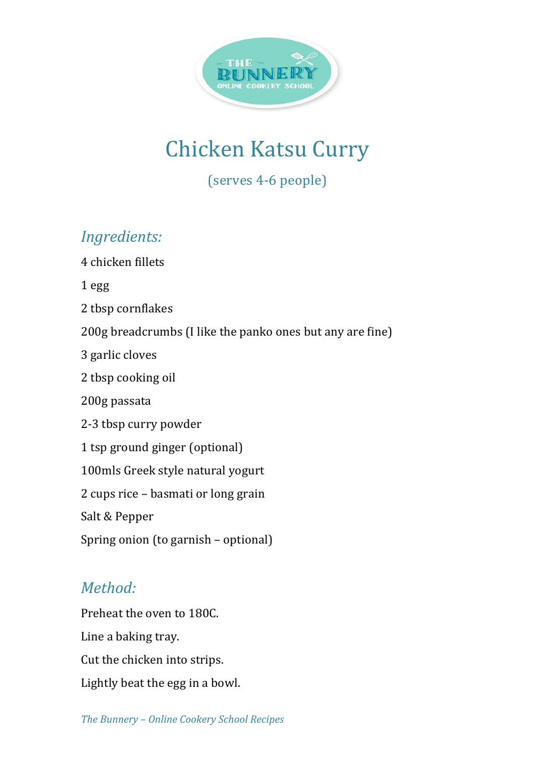# Chicken Katsu Curry

(serves 4-6 people)

## *Ingredients:*

4 chicken fillets

1 egg

2 tbsp cornflakes

200g breadcrumbs (I like the panko ones but any are fine)

3 garlic cloves

2 tbsp cooking oil

200g passata

2-3 tbsp curry powder

1 tsp ground ginger (optional)

100mls Greek style natural yogurt

2 cups rice – basmati or long grain

Salt & Pepper

Spring onion (to garnish – optional)

## *Method:*

Preheat the oven to 180C.

Line a baking tray.

Cut the chicken into strips.

Lightly beat the egg in a bowl.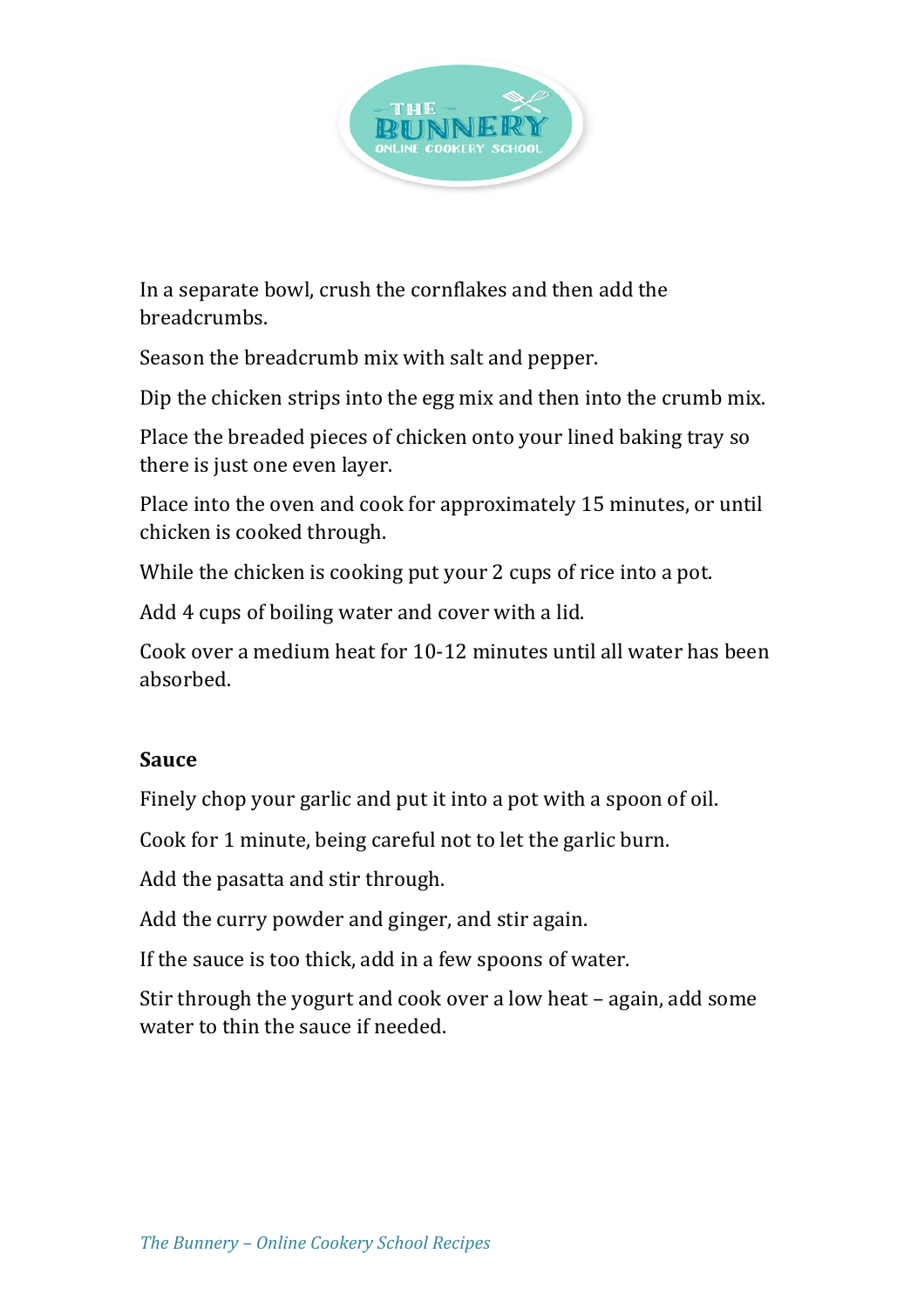In a separate bowl, crush the cornflakes and then add the breadcrumbs.

Season the breadcrumb mix with salt and pepper.

Dip the chicken strips into the egg mix and then into the crumb mix.

Place the breaded pieces of chicken onto your lined baking tray so there is just one even layer.

Place into the oven and cook for approximately 15 minutes, or until chicken is cooked through.

While the chicken is cooking put your 2 cups of rice into a pot.

Add 4 cups of boiling water and cover with a lid.

Cook over a medium heat for 10-12 minutes until all water has been absorbed.

**Sauce**

Finely chop your garlic and put it into a pot with a spoon of oil.

Cook for 1 minute, being careful not to let the garlic burn.

Add the pasatta and stir through.

Add the curry powder and ginger, and stir again.

If the sauce is too thick, add in a few spoons of water.

Stir through the yogurt and cook over a low heat – again, add some water to thin the sauce if needed.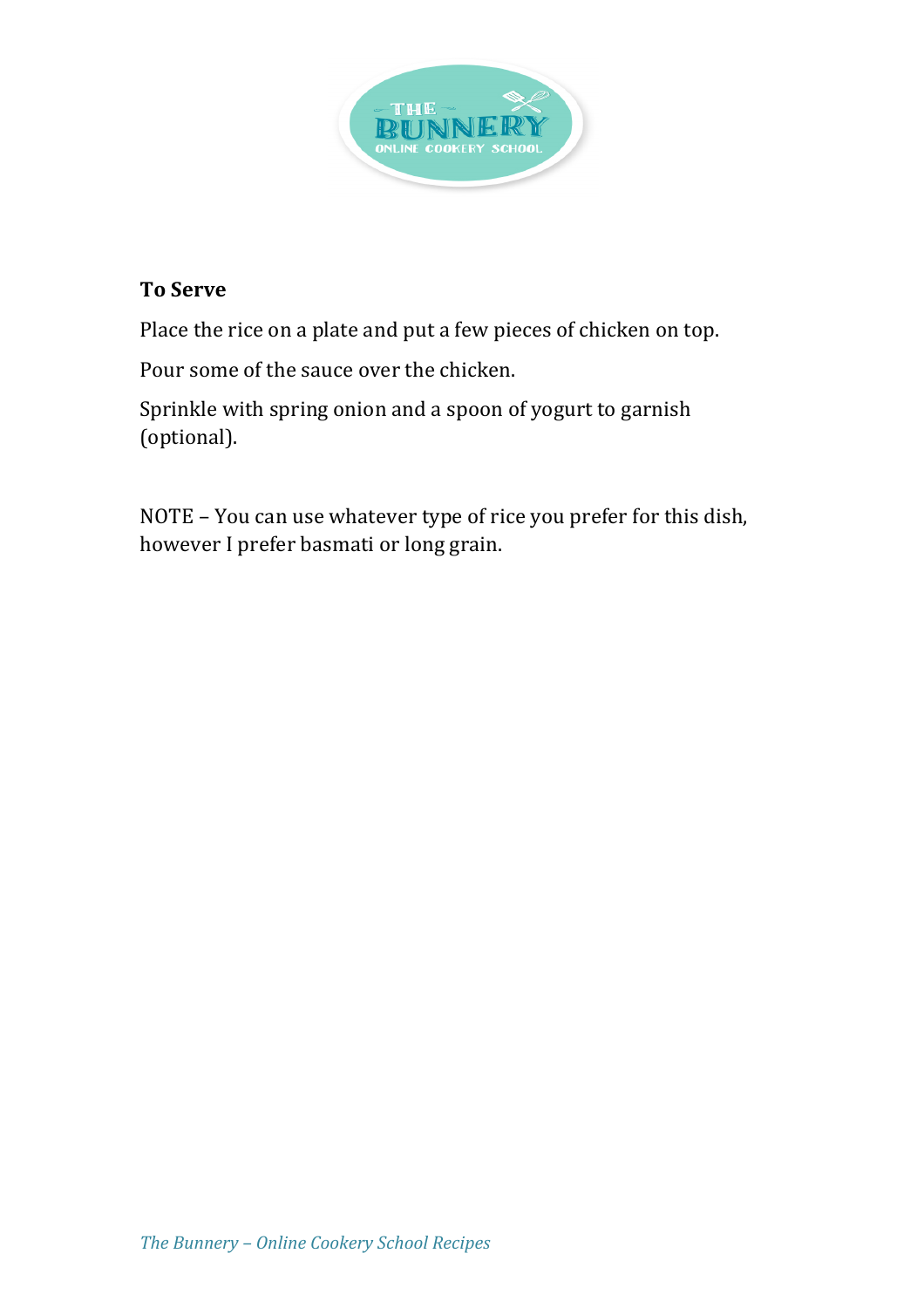**To Serve**

Place the rice on a plate and put a few pieces of chicken on top.

Pour some of the sauce over the chicken.

Sprinkle with spring onion and a spoon of yogurt to garnish (optional).

NOTE – You can use whatever type of rice you prefer for this dish, however I prefer basmati or long grain.